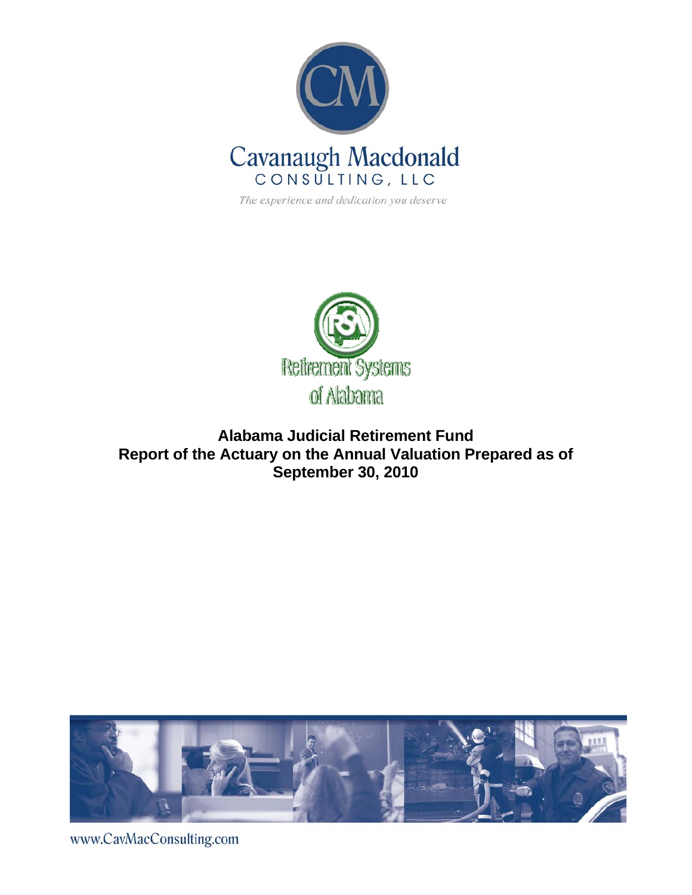Cavanaugh Macdonald

CONSULTING, LLC

*The experience and dedication you deserve*

Retirement Systems of Alabama

# Alabama Judicial Retirement Fund
# Report of the Actuary on the Annual Valuation Prepared as of September 30, 2010

www.CavMacConsulting.com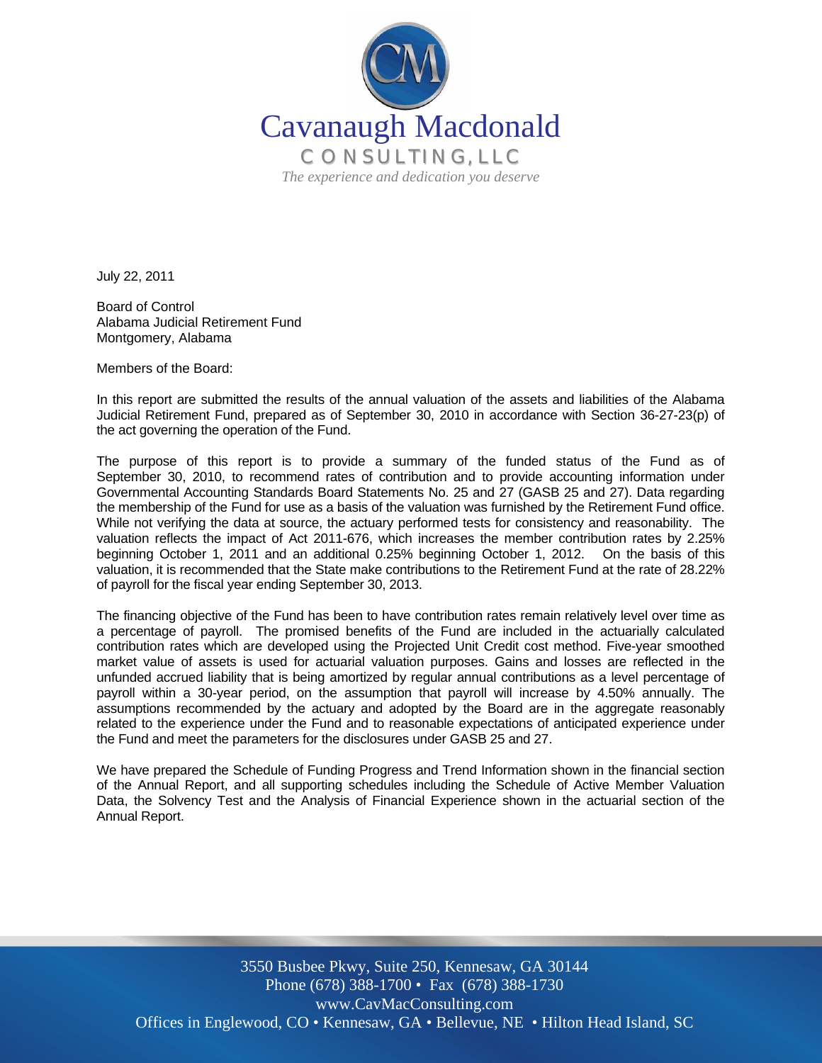Cavanaugh Macdonald

CONSULTING, LLC

*The experience and dedication you deserve*

July 22, 2011

Board of Control
Alabama Judicial Retirement Fund
Montgomery, Alabama

Members of the Board:

In this report are submitted the results of the annual valuation of the assets and liabilities of the Alabama Judicial Retirement Fund, prepared as of September 30, 2010 in accordance with Section 36-27-23(p) of the act governing the operation of the Fund.

The purpose of this report is to provide a summary of the funded status of the Fund as of September 30, 2010, to recommend rates of contribution and to provide accounting information under Governmental Accounting Standards Board Statements No. 25 and 27 (GASB 25 and 27). Data regarding the membership of the Fund for use as a basis of the valuation was furnished by the Retirement Fund office. While not verifying the data at source, the actuary performed tests for consistency and reasonability. The valuation reflects the impact of Act 2011-676, which increases the member contribution rates by 2.25% beginning October 1, 2011 and an additional 0.25% beginning October 1, 2012. On the basis of this valuation, it is recommended that the State make contributions to the Retirement Fund at the rate of 28.22% of payroll for the fiscal year ending September 30, 2013.

The financing objective of the Fund has been to have contribution rates remain relatively level over time as a percentage of payroll. The promised benefits of the Fund are included in the actuarially calculated contribution rates which are developed using the Projected Unit Credit cost method. Five-year smoothed market value of assets is used for actuarial valuation purposes. Gains and losses are reflected in the unfunded accrued liability that is being amortized by regular annual contributions as a level percentage of payroll within a 30-year period, on the assumption that payroll will increase by 4.50% annually. The assumptions recommended by the actuary and adopted by the Board are in the aggregate reasonably related to the experience under the Fund and to reasonable expectations of anticipated experience under the Fund and meet the parameters for the disclosures under GASB 25 and 27.

We have prepared the Schedule of Funding Progress and Trend Information shown in the financial section of the Annual Report, and all supporting schedules including the Schedule of Active Member Valuation Data, the Solvency Test and the Analysis of Financial Experience shown in the actuarial section of the Annual Report.

3550 Busbee Pkwy, Suite 250, Kennesaw, GA 30144
Phone (678) 388-1700 • Fax (678) 388-1730
www.CavMacConsulting.com
Offices in Englewood, CO • Kennesaw, GA • Bellevue, NE • Hilton Head Island, SC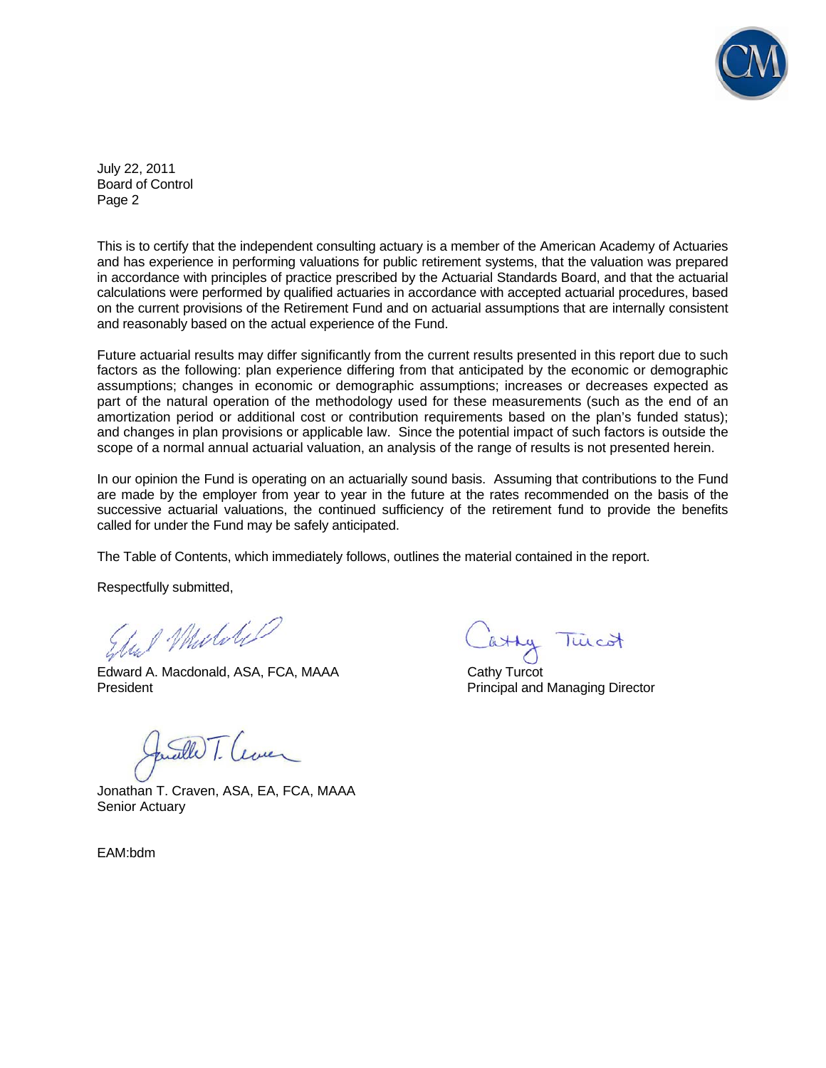July 22, 2011
Board of Control
Page 2

This is to certify that the independent consulting actuary is a member of the American Academy of Actuaries and has experience in performing valuations for public retirement systems, that the valuation was prepared in accordance with principles of practice prescribed by the Actuarial Standards Board, and that the actuarial calculations were performed by qualified actuaries in accordance with accepted actuarial procedures, based on the current provisions of the Retirement Fund and on actuarial assumptions that are internally consistent and reasonably based on the actual experience of the Fund.

Future actuarial results may differ significantly from the current results presented in this report due to such factors as the following: plan experience differing from that anticipated by the economic or demographic assumptions; changes in economic or demographic assumptions; increases or decreases expected as part of the natural operation of the methodology used for these measurements (such as the end of an amortization period or additional cost or contribution requirements based on the plan's funded status); and changes in plan provisions or applicable law. Since the potential impact of such factors is outside the scope of a normal annual actuarial valuation, an analysis of the range of results is not presented herein.

In our opinion the Fund is operating on an actuarially sound basis. Assuming that contributions to the Fund are made by the employer from year to year in the future at the rates recommended on the basis of the successive actuarial valuations, the continued sufficiency of the retirement fund to provide the benefits called for under the Fund may be safely anticipated.

The Table of Contents, which immediately follows, outlines the material contained in the report.

Respectfully submitted,

Edward A. Macdonald, ASA, FCA, MAAA
President

Cathy Turcot
Principal and Managing Director

Jonathan T. Craven, ASA, EA, FCA, MAAA
Senior Actuary

EAM:bdm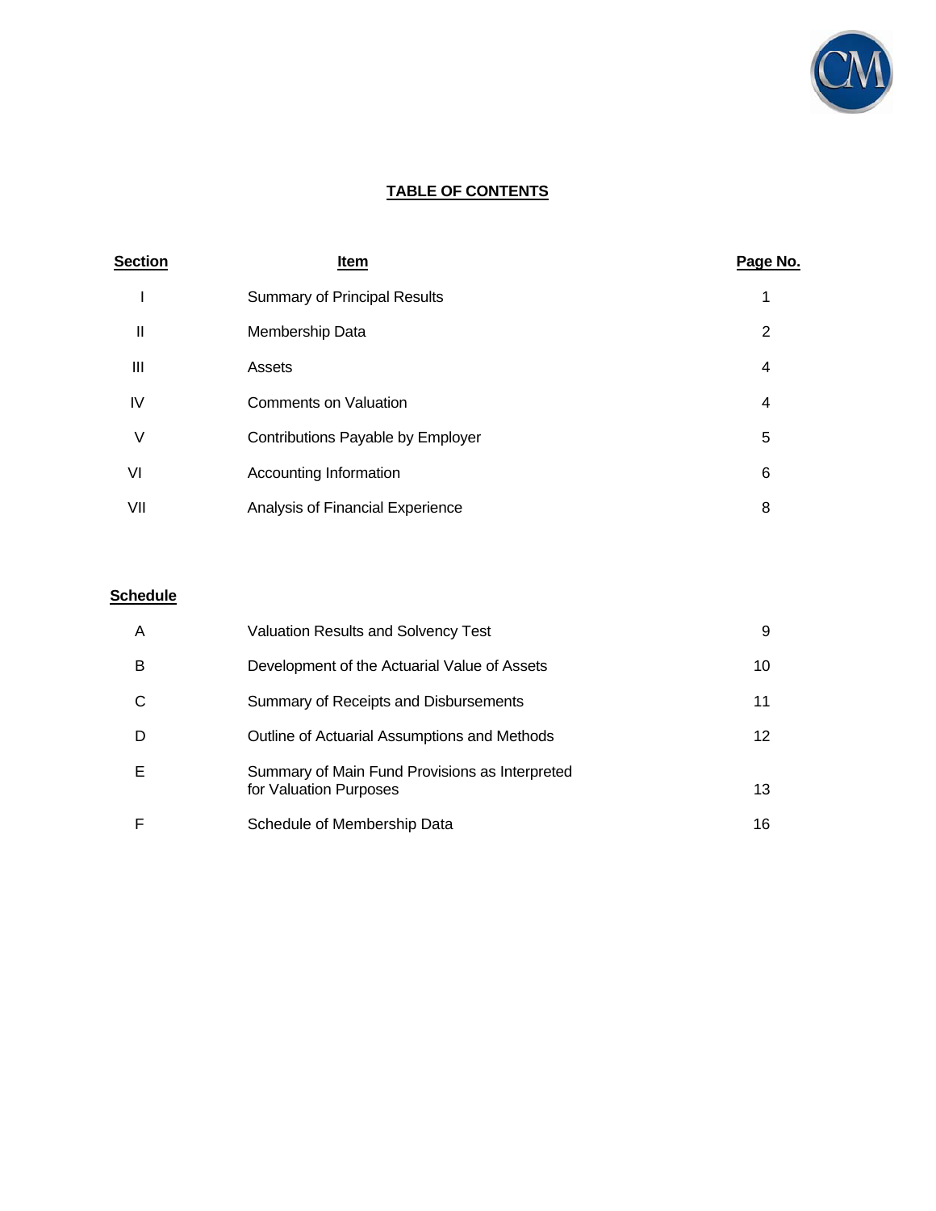# TABLE OF CONTENTS

| Section | Item | Page No. |
|---|---|---|
| I | Summary of Principal Results | 1 |
| II | Membership Data | 2 |
| III | Assets | 4 |
| IV | Comments on Valuation | 4 |
| V | Contributions Payable by Employer | 5 |
| VI | Accounting Information | 6 |
| VII | Analysis of Financial Experience | 8 |

| Schedule | | |
|---|---|---|
| A | Valuation Results and Solvency Test | 9 |
| B | Development of the Actuarial Value of Assets | 10 |
| C | Summary of Receipts and Disbursements | 11 |
| D | Outline of Actuarial Assumptions and Methods | 12 |
| E | Summary of Main Fund Provisions as Interpreted for Valuation Purposes | 13 |
| F | Schedule of Membership Data | 16 |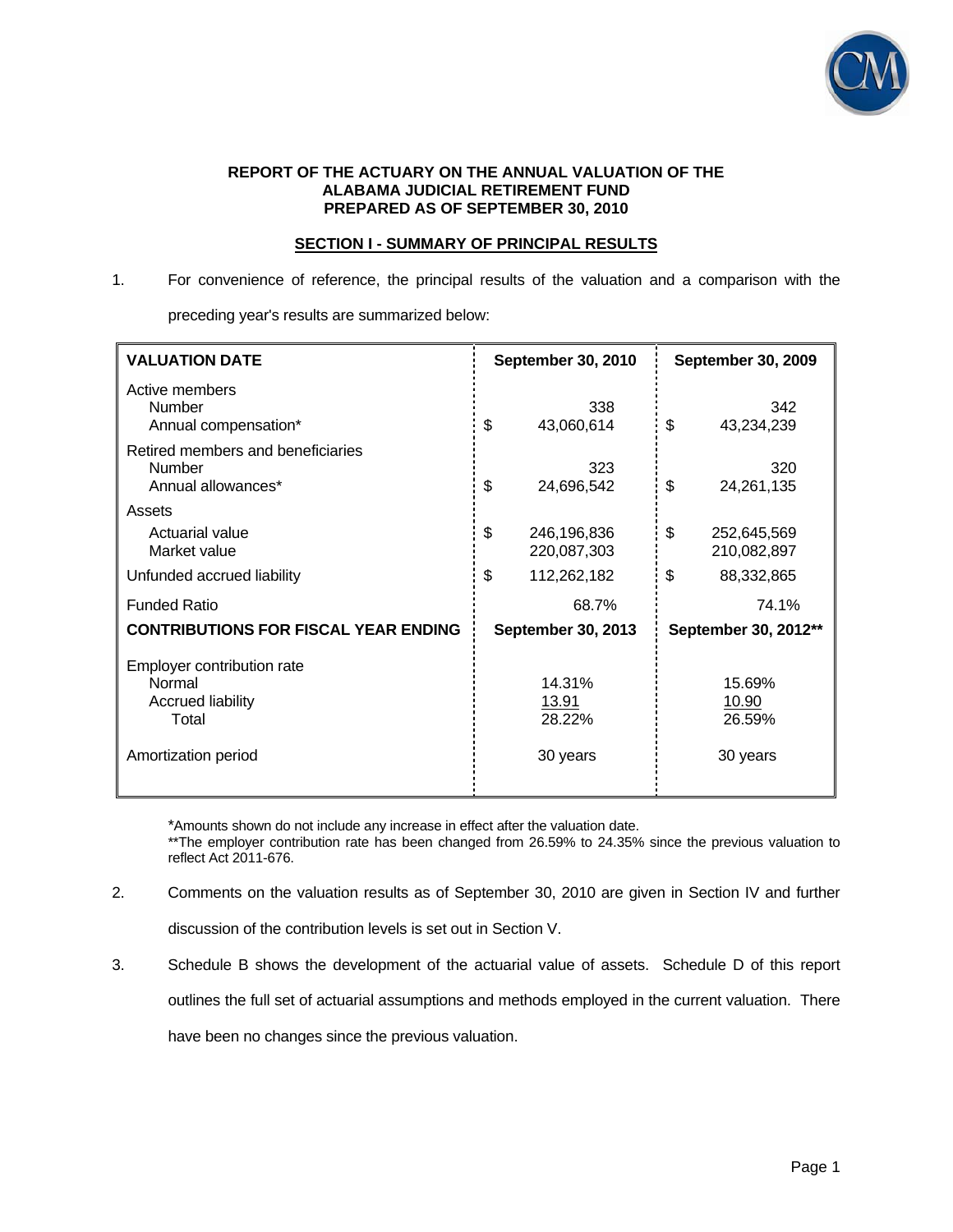**REPORT OF THE ACTUARY ON THE ANNUAL VALUATION OF THE ALABAMA JUDICIAL RETIREMENT FUND PREPARED AS OF SEPTEMBER 30, 2010**

## SECTION I - SUMMARY OF PRINCIPAL RESULTS

1. For convenience of reference, the principal results of the valuation and a comparison with the preceding year's results are summarized below:

| **VALUATION DATE** | **September 30, 2010** | **September 30, 2009** |
|---|---|---|
| Active members | | |
| Number | 338 | 342 |
| Annual compensation* | $ 43,060,614 | $ 43,234,239 |
| Retired members and beneficiaries | | |
| Number | 323 | 320 |
| Annual allowances* | $ 24,696,542 | $ 24,261,135 |
| Assets | | |
| Actuarial value | $ 246,196,836 | $ 252,645,569 |
| Market value | 220,087,303 | 210,082,897 |
| Unfunded accrued liability | $ 112,262,182 | $ 88,332,865 |
| Funded Ratio | 68.7% | 74.1% |
| **CONTRIBUTIONS FOR FISCAL YEAR ENDING** | **September 30, 2013** | **September 30, 2012**** |
| Employer contribution rate | | |
| Normal | 14.31% | 15.69% |
| Accrued liability | 13.91 | 10.90 |
| Total | 28.22% | 26.59% |
| Amortization period | 30 years | 30 years |

*Amounts shown do not include any increase in effect after the valuation date.
**The employer contribution rate has been changed from 26.59% to 24.35% since the previous valuation to reflect Act 2011-676.

2. Comments on the valuation results as of September 30, 2010 are given in Section IV and further discussion of the contribution levels is set out in Section V.

3. Schedule B shows the development of the actuarial value of assets. Schedule D of this report outlines the full set of actuarial assumptions and methods employed in the current valuation. There have been no changes since the previous valuation.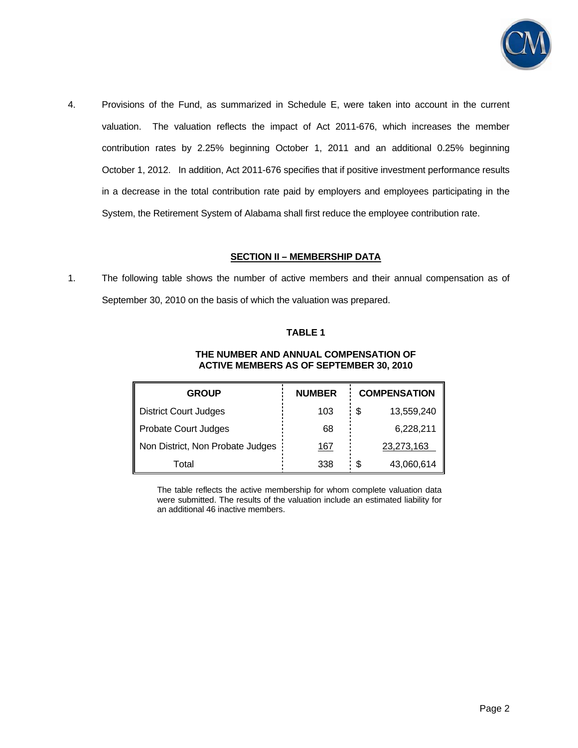4. Provisions of the Fund, as summarized in Schedule E, were taken into account in the current valuation. The valuation reflects the impact of Act 2011-676, which increases the member contribution rates by 2.25% beginning October 1, 2011 and an additional 0.25% beginning October 1, 2012. In addition, Act 2011-676 specifies that if positive investment performance results in a decrease in the total contribution rate paid by employers and employees participating in the System, the Retirement System of Alabama shall first reduce the employee contribution rate.

## SECTION II – MEMBERSHIP DATA

1. The following table shows the number of active members and their annual compensation as of September 30, 2010 on the basis of which the valuation was prepared.

**TABLE 1**

**THE NUMBER AND ANNUAL COMPENSATION OF ACTIVE MEMBERS AS OF SEPTEMBER 30, 2010**

| GROUP | NUMBER | COMPENSATION |
|---|---|---|
| District Court Judges | 103 | $ 13,559,240 |
| Probate Court Judges | 68 | 6,228,211 |
| Non District, Non Probate Judges | 167 | 23,273,163 |
| Total | 338 | $ 43,060,614 |

The table reflects the active membership for whom complete valuation data were submitted. The results of the valuation include an estimated liability for an additional 46 inactive members.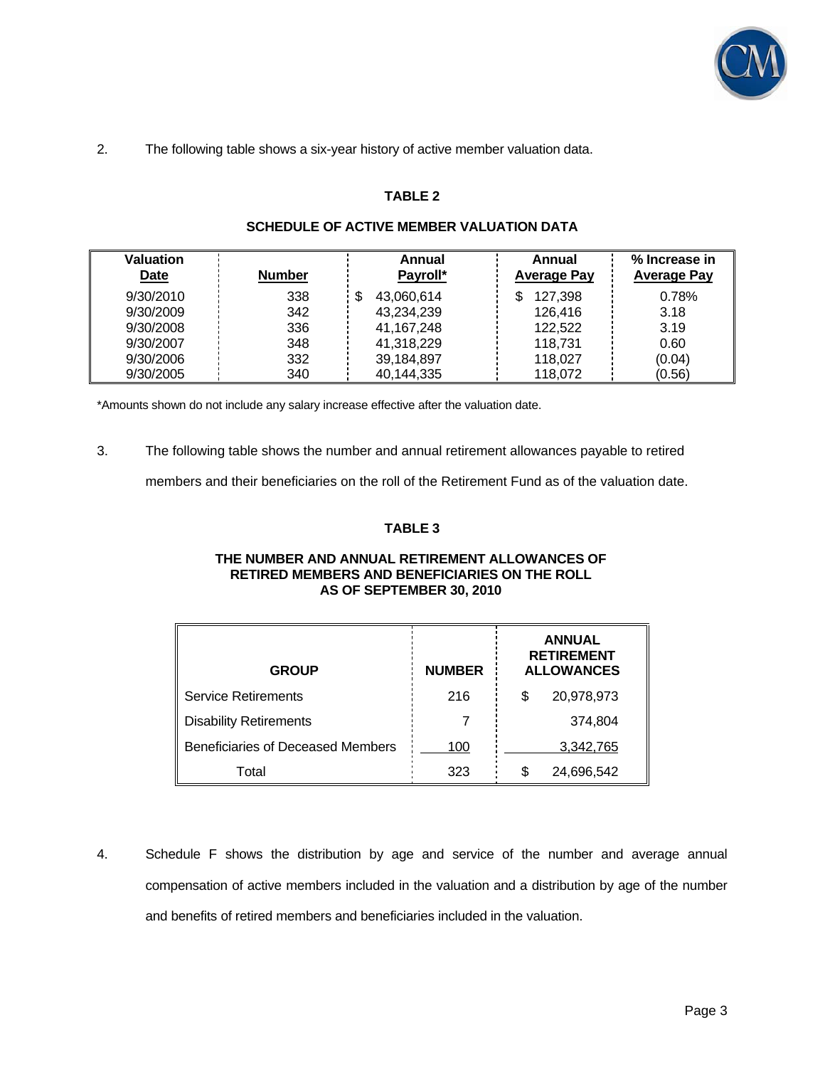2. The following table shows a six-year history of active member valuation data.

**TABLE 2**

**SCHEDULE OF ACTIVE MEMBER VALUATION DATA**

| Valuation Date | Number | Annual Payroll* | Annual Average Pay | % Increase in Average Pay |
|---|---|---|---|---|
| 9/30/2010 | 338 | $ 43,060,614 | $ 127,398 | 0.78% |
| 9/30/2009 | 342 | 43,234,239 | 126,416 | 3.18 |
| 9/30/2008 | 336 | 41,167,248 | 122,522 | 3.19 |
| 9/30/2007 | 348 | 41,318,229 | 118,731 | 0.60 |
| 9/30/2006 | 332 | 39,184,897 | 118,027 | (0.04) |
| 9/30/2005 | 340 | 40,144,335 | 118,072 | (0.56) |

*Amounts shown do not include any salary increase effective after the valuation date.

3. The following table shows the number and annual retirement allowances payable to retired members and their beneficiaries on the roll of the Retirement Fund as of the valuation date.

**TABLE 3**

**THE NUMBER AND ANNUAL RETIREMENT ALLOWANCES OF RETIRED MEMBERS AND BENEFICIARIES ON THE ROLL AS OF SEPTEMBER 30, 2010**

| GROUP | NUMBER | ANNUAL RETIREMENT ALLOWANCES |
|---|---|---|
| Service Retirements | 216 | $ 20,978,973 |
| Disability Retirements | 7 | 374,804 |
| Beneficiaries of Deceased Members | 100 | 3,342,765 |
| Total | 323 | $ 24,696,542 |

4. Schedule F shows the distribution by age and service of the number and average annual compensation of active members included in the valuation and a distribution by age of the number and benefits of retired members and beneficiaries included in the valuation.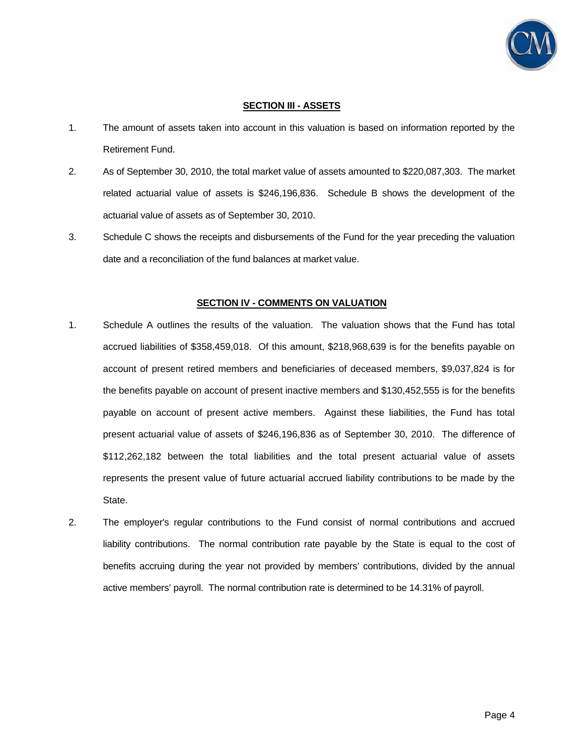## SECTION III - ASSETS

1. The amount of assets taken into account in this valuation is based on information reported by the Retirement Fund.

2. As of September 30, 2010, the total market value of assets amounted to $220,087,303. The market related actuarial value of assets is $246,196,836. Schedule B shows the development of the actuarial value of assets as of September 30, 2010.

3. Schedule C shows the receipts and disbursements of the Fund for the year preceding the valuation date and a reconciliation of the fund balances at market value.

## SECTION IV - COMMENTS ON VALUATION

1. Schedule A outlines the results of the valuation. The valuation shows that the Fund has total accrued liabilities of $358,459,018. Of this amount, $218,968,639 is for the benefits payable on account of present retired members and beneficiaries of deceased members, $9,037,824 is for the benefits payable on account of present inactive members and $130,452,555 is for the benefits payable on account of present active members. Against these liabilities, the Fund has total present actuarial value of assets of $246,196,836 as of September 30, 2010. The difference of $112,262,182 between the total liabilities and the total present actuarial value of assets represents the present value of future actuarial accrued liability contributions to be made by the State.

2. The employer's regular contributions to the Fund consist of normal contributions and accrued liability contributions. The normal contribution rate payable by the State is equal to the cost of benefits accruing during the year not provided by members' contributions, divided by the annual active members' payroll. The normal contribution rate is determined to be 14.31% of payroll.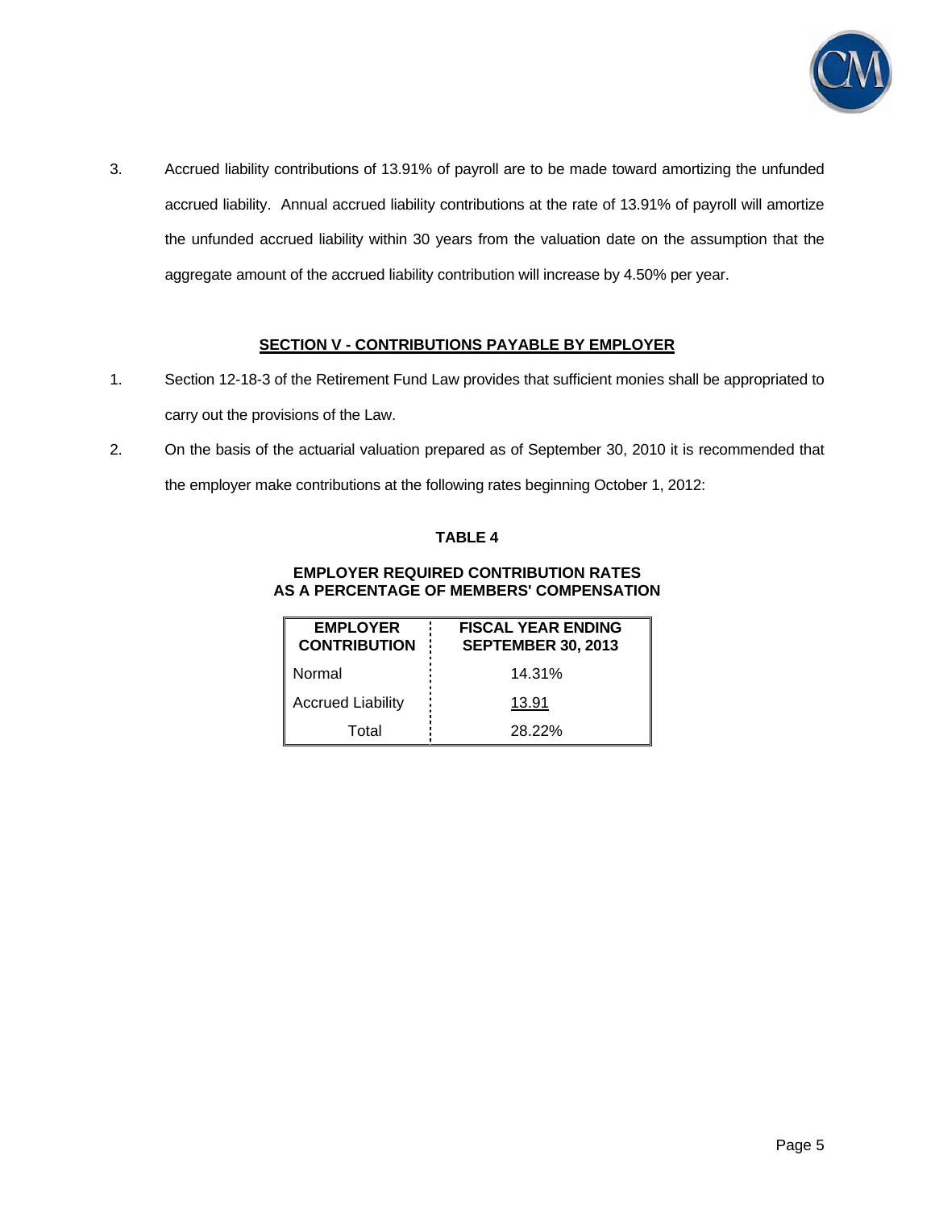3. Accrued liability contributions of 13.91% of payroll are to be made toward amortizing the unfunded accrued liability. Annual accrued liability contributions at the rate of 13.91% of payroll will amortize the unfunded accrued liability within 30 years from the valuation date on the assumption that the aggregate amount of the accrued liability contribution will increase by 4.50% per year.

## SECTION V - CONTRIBUTIONS PAYABLE BY EMPLOYER

1. Section 12-18-3 of the Retirement Fund Law provides that sufficient monies shall be appropriated to carry out the provisions of the Law.

2. On the basis of the actuarial valuation prepared as of September 30, 2010 it is recommended that the employer make contributions at the following rates beginning October 1, 2012:

**TABLE 4**

**EMPLOYER REQUIRED CONTRIBUTION RATES AS A PERCENTAGE OF MEMBERS' COMPENSATION**

| EMPLOYER CONTRIBUTION | FISCAL YEAR ENDING SEPTEMBER 30, 2013 |
|---|---|
| Normal | 14.31% |
| Accrued Liability | 13.91 |
| Total | 28.22% |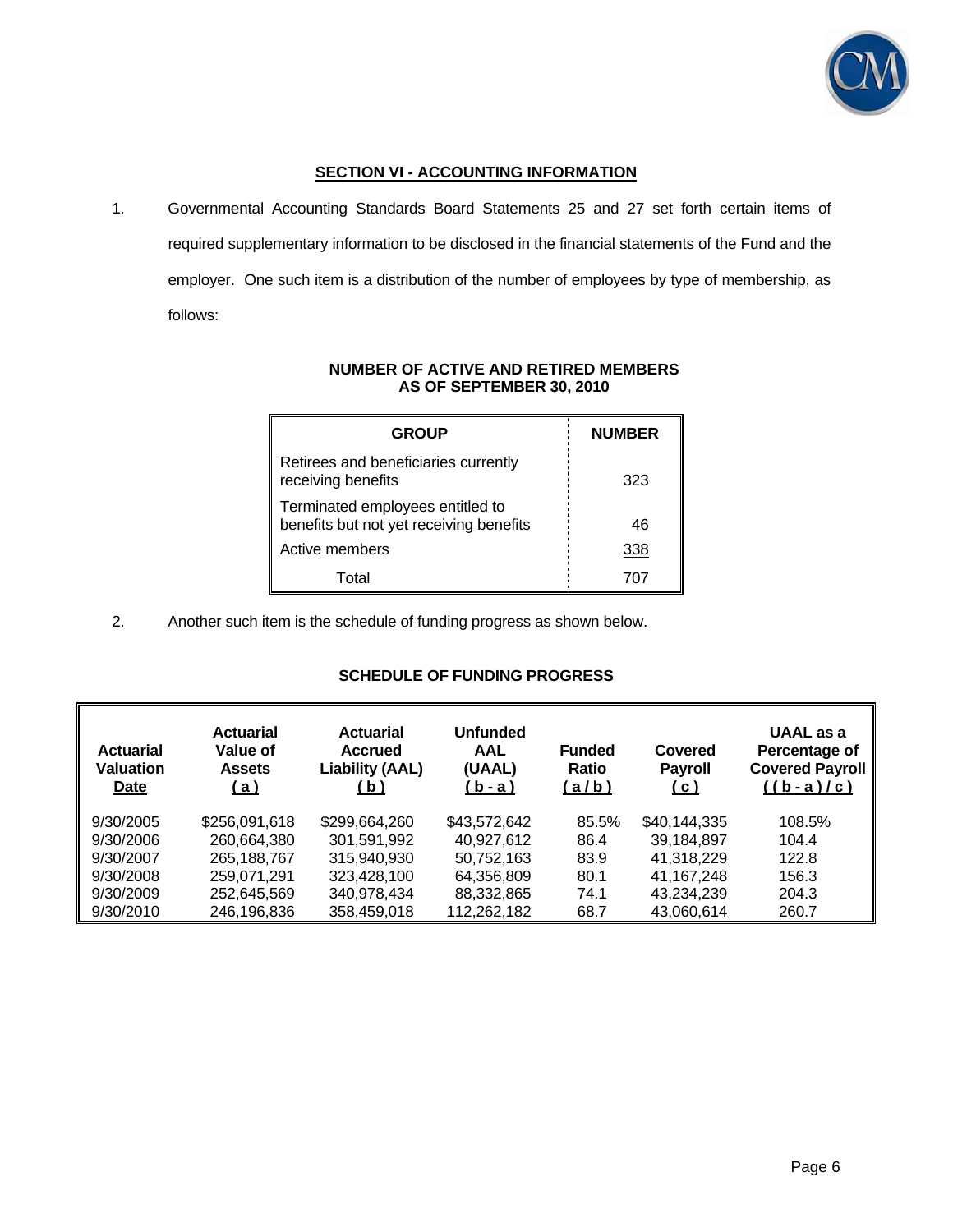## SECTION VI - ACCOUNTING INFORMATION

1. Governmental Accounting Standards Board Statements 25 and 27 set forth certain items of required supplementary information to be disclosed in the financial statements of the Fund and the employer. One such item is a distribution of the number of employees by type of membership, as follows:

**NUMBER OF ACTIVE AND RETIRED MEMBERS AS OF SEPTEMBER 30, 2010**

| GROUP | NUMBER |
|---|---|
| Retirees and beneficiaries currently receiving benefits | 323 |
| Terminated employees entitled to benefits but not yet receiving benefits | 46 |
| Active members | 338 |
| Total | 707 |

2. Another such item is the schedule of funding progress as shown below.

**SCHEDULE OF FUNDING PROGRESS**

| Actuarial Valuation Date | Actuarial Value of Assets (a) | Actuarial Accrued Liability (AAL) (b) | Unfunded AAL (UAAL) (b - a) | Funded Ratio (a / b) | Covered Payroll (c) | UAAL as a Percentage of Covered Payroll ((b - a) / c) |
|---|---|---|---|---|---|---|
| 9/30/2005 | $256,091,618 | $299,664,260 | $43,572,642 | 85.5% | $40,144,335 | 108.5% |
| 9/30/2006 | 260,664,380 | 301,591,992 | 40,927,612 | 86.4 | 39,184,897 | 104.4 |
| 9/30/2007 | 265,188,767 | 315,940,930 | 50,752,163 | 83.9 | 41,318,229 | 122.8 |
| 9/30/2008 | 259,071,291 | 323,428,100 | 64,356,809 | 80.1 | 41,167,248 | 156.3 |
| 9/30/2009 | 252,645,569 | 340,978,434 | 88,332,865 | 74.1 | 43,234,239 | 204.3 |
| 9/30/2010 | 246,196,836 | 358,459,018 | 112,262,182 | 68.7 | 43,060,614 | 260.7 |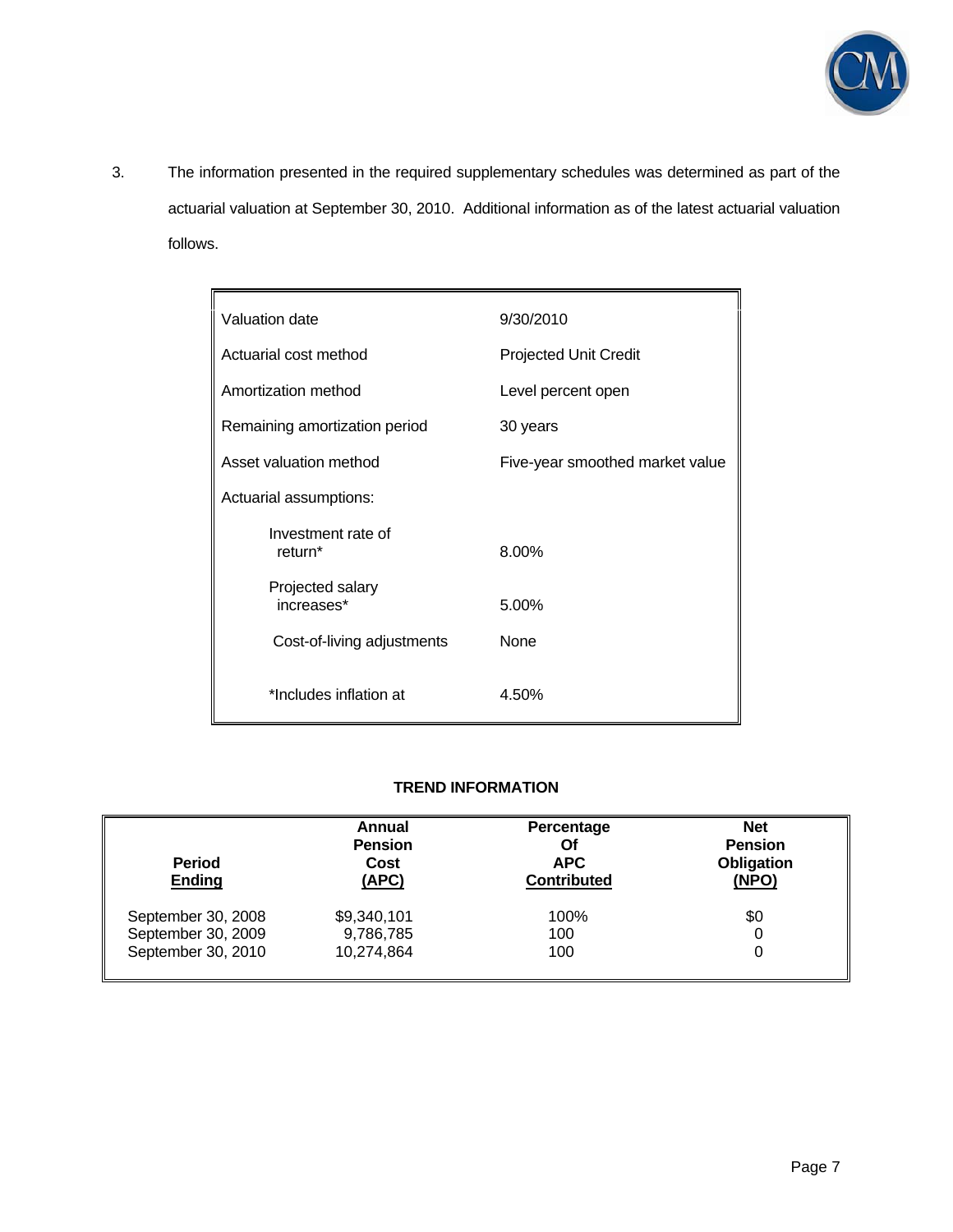3. The information presented in the required supplementary schedules was determined as part of the actuarial valuation at September 30, 2010. Additional information as of the latest actuarial valuation follows.

| | |
|---|---|
| Valuation date | 9/30/2010 |
| Actuarial cost method | Projected Unit Credit |
| Amortization method | Level percent open |
| Remaining amortization period | 30 years |
| Asset valuation method | Five-year smoothed market value |
| Actuarial assumptions: | |
| Investment rate of return* | 8.00% |
| Projected salary increases* | 5.00% |
| Cost-of-living adjustments | None |
| *Includes inflation at | 4.50% |

**TREND INFORMATION**

| Period Ending | Annual Pension Cost (APC) | Percentage Of APC Contributed | Net Pension Obligation (NPO) |
|---|---|---|---|
| September 30, 2008 | $9,340,101 | 100% | $0 |
| September 30, 2009 | 9,786,785 | 100 | 0 |
| September 30, 2010 | 10,274,864 | 100 | 0 |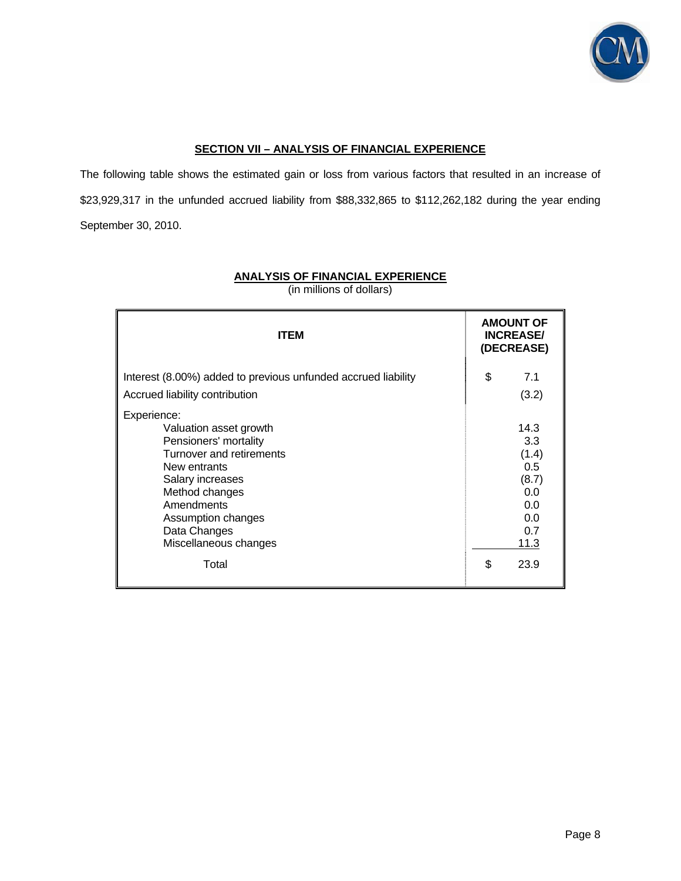## SECTION VII – ANALYSIS OF FINANCIAL EXPERIENCE

The following table shows the estimated gain or loss from various factors that resulted in an increase of $23,929,317 in the unfunded accrued liability from $88,332,865 to $112,262,182 during the year ending September 30, 2010.

### ANALYSIS OF FINANCIAL EXPERIENCE

(in millions of dollars)

| ITEM | AMOUNT OF INCREASE/ (DECREASE) |
|---|---|
| Interest (8.00%) added to previous unfunded accrued liability | $ 7.1 |
| Accrued liability contribution | (3.2) |
| Experience: | |
| Valuation asset growth | 14.3 |
| Pensioners' mortality | 3.3 |
| Turnover and retirements | (1.4) |
| New entrants | 0.5 |
| Salary increases | (8.7) |
| Method changes | 0.0 |
| Amendments | 0.0 |
| Assumption changes | 0.0 |
| Data Changes | 0.7 |
| Miscellaneous changes | 11.3 |
| Total | $ 23.9 |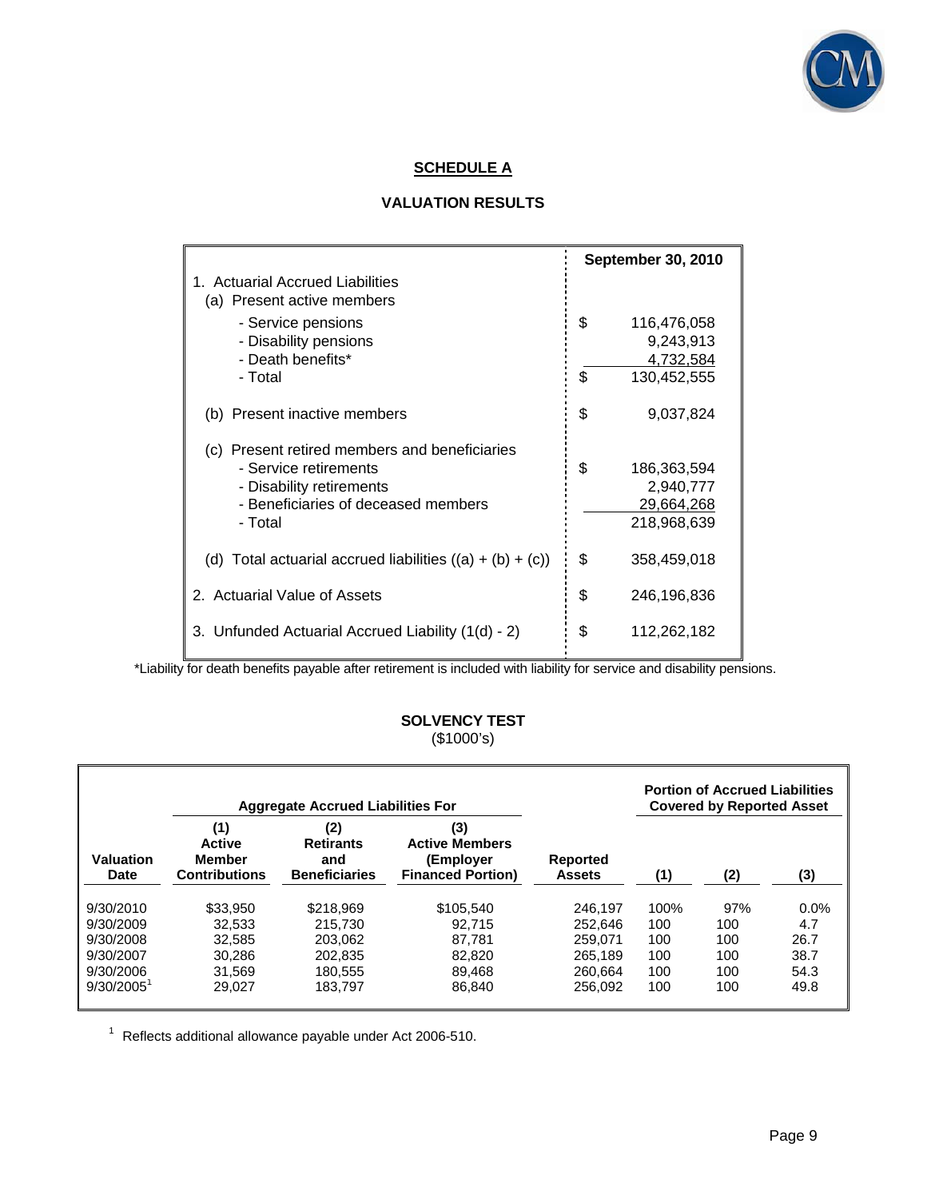# SCHEDULE A

## VALUATION RESULTS

| | September 30, 2010 |
|---|---|
| 1. Actuarial Accrued Liabilities | |
| (a) Present active members | |
| - Service pensions | $ 116,476,058 |
| - Disability pensions | 9,243,913 |
| - Death benefits* | 4,732,584 |
| - Total | $ 130,452,555 |
| (b) Present inactive members | $ 9,037,824 |
| (c) Present retired members and beneficiaries | |
| - Service retirements | $ 186,363,594 |
| - Disability retirements | 2,940,777 |
| - Beneficiaries of deceased members | 29,664,268 |
| - Total | 218,968,639 |
| (d) Total actuarial accrued liabilities ((a) + (b) + (c)) | $ 358,459,018 |
| 2. Actuarial Value of Assets | $ 246,196,836 |
| 3. Unfunded Actuarial Accrued Liability (1(d) - 2) | $ 112,262,182 |

*Liability for death benefits payable after retirement is included with liability for service and disability pensions.

## SOLVENCY TEST
($1000's)

| | Aggregate Accrued Liabilities For | | | | Portion of Accrued Liabilities Covered by Reported Asset | | |
|---|---|---|---|---|---|---|---|
| Valuation Date | (1) Active Member Contributions | (2) Retirants and Beneficiaries | (3) Active Members (Employer Financed Portion) | Reported Assets | (1) | (2) | (3) |
| 9/30/2010 | $33,950 | $218,969 | $105,540 | 246,197 | 100% | 97% | 0.0% |
| 9/30/2009 | 32,533 | 215,730 | 92,715 | 252,646 | 100 | 100 | 4.7 |
| 9/30/2008 | 32,585 | 203,062 | 87,781 | 259,071 | 100 | 100 | 26.7 |
| 9/30/2007 | 30,286 | 202,835 | 82,820 | 265,189 | 100 | 100 | 38.7 |
| 9/30/2006 | 31,569 | 180,555 | 89,468 | 260,664 | 100 | 100 | 54.3 |
| 9/30/2005[1] | 29,027 | 183,797 | 86,840 | 256,092 | 100 | 100 | 49.8 |

[1] Reflects additional allowance payable under Act 2006-510.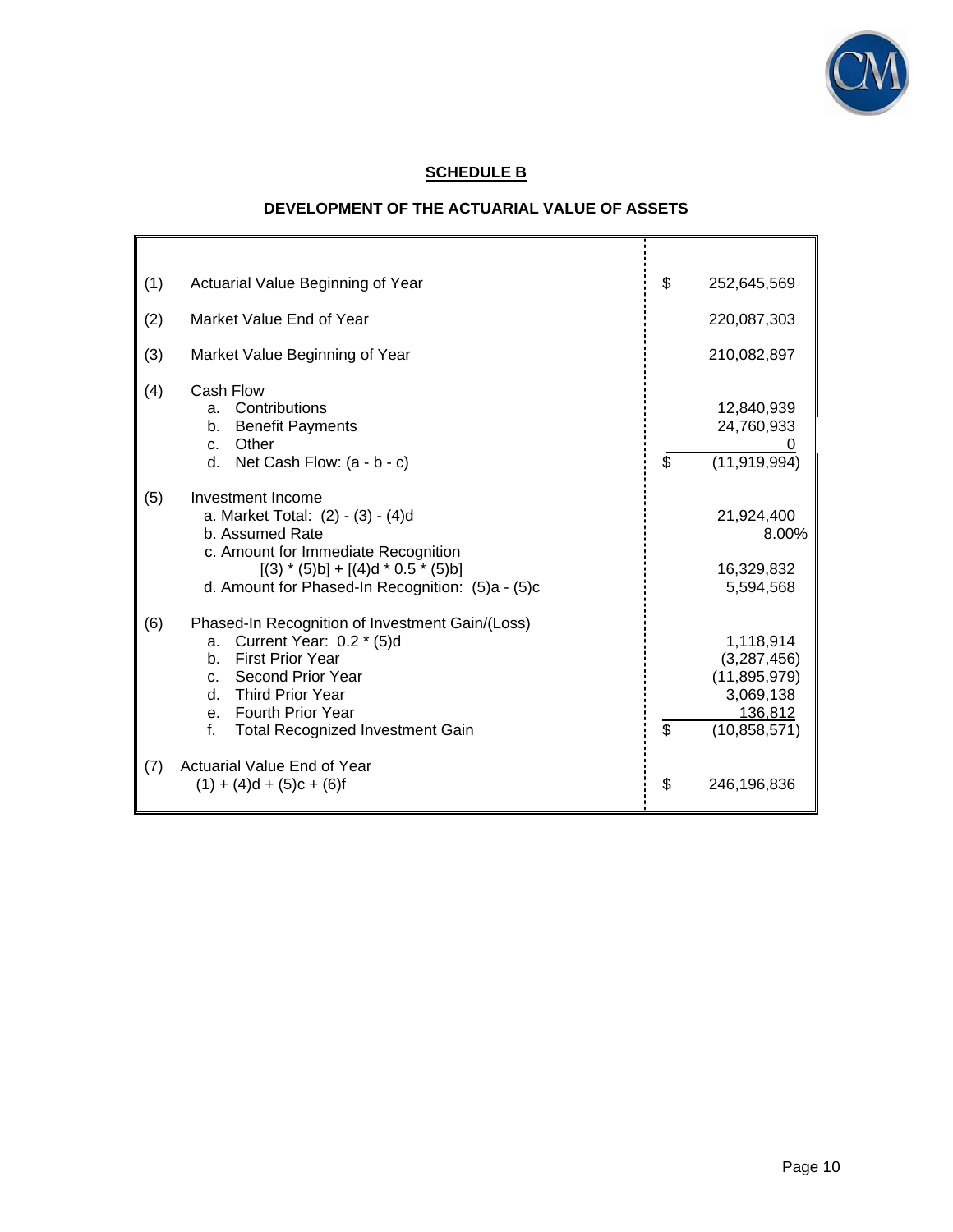## SCHEDULE B

### DEVELOPMENT OF THE ACTUARIAL VALUE OF ASSETS

| | | |
|---|---|---|
| (1) | Actuarial Value Beginning of Year | $ 252,645,569 |
| (2) | Market Value End of Year | 220,087,303 |
| (3) | Market Value Beginning of Year | 210,082,897 |
| (4) | Cash Flow | |
| | a. Contributions | 12,840,939 |
| | b. Benefit Payments | 24,760,933 |
| | c. Other | 0 |
| | d. Net Cash Flow: (a - b - c) | $ (11,919,994) |
| (5) | Investment Income | |
| | a. Market Total: (2) - (3) - (4)d | 21,924,400 |
| | b. Assumed Rate | 8.00% |
| | c. Amount for Immediate Recognition [(3) * (5)b] + [(4)d * 0.5 * (5)b] | 16,329,832 |
| | d. Amount for Phased-In Recognition: (5)a - (5)c | 5,594,568 |
| (6) | Phased-In Recognition of Investment Gain/(Loss) | |
| | a. Current Year: 0.2 * (5)d | 1,118,914 |
| | b. First Prior Year | (3,287,456) |
| | c. Second Prior Year | (11,895,979) |
| | d. Third Prior Year | 3,069,138 |
| | e. Fourth Prior Year | 136,812 |
| | f. Total Recognized Investment Gain | $ (10,858,571) |
| (7) | Actuarial Value End of Year (1) + (4)d + (5)c + (6)f | $ 246,196,836 |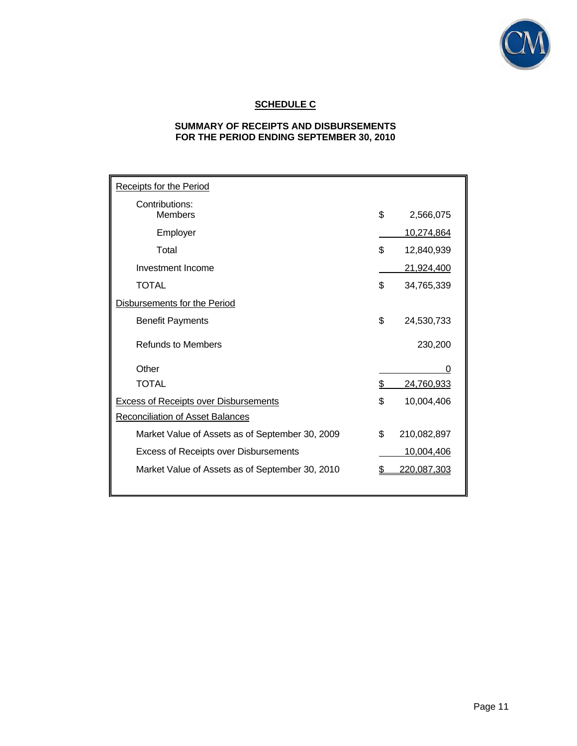## SCHEDULE C

### SUMMARY OF RECEIPTS AND DISBURSEMENTS
### FOR THE PERIOD ENDING SEPTEMBER 30, 2010

| | |
|---|---|
| Receipts for the Period | |
| Contributions: | |
| Members | $ 2,566,075 |
| Employer | 10,274,864 |
| Total | $ 12,840,939 |
| Investment Income | 21,924,400 |
| TOTAL | $ 34,765,339 |
| Disbursements for the Period | |
| Benefit Payments | $ 24,530,733 |
| Refunds to Members | 230,200 |
| Other | 0 |
| TOTAL | $ 24,760,933 |
| Excess of Receipts over Disbursements | $ 10,004,406 |
| Reconciliation of Asset Balances | |
| Market Value of Assets as of September 30, 2009 | $ 210,082,897 |
| Excess of Receipts over Disbursements | 10,004,406 |
| Market Value of Assets as of September 30, 2010 | $ 220,087,303 |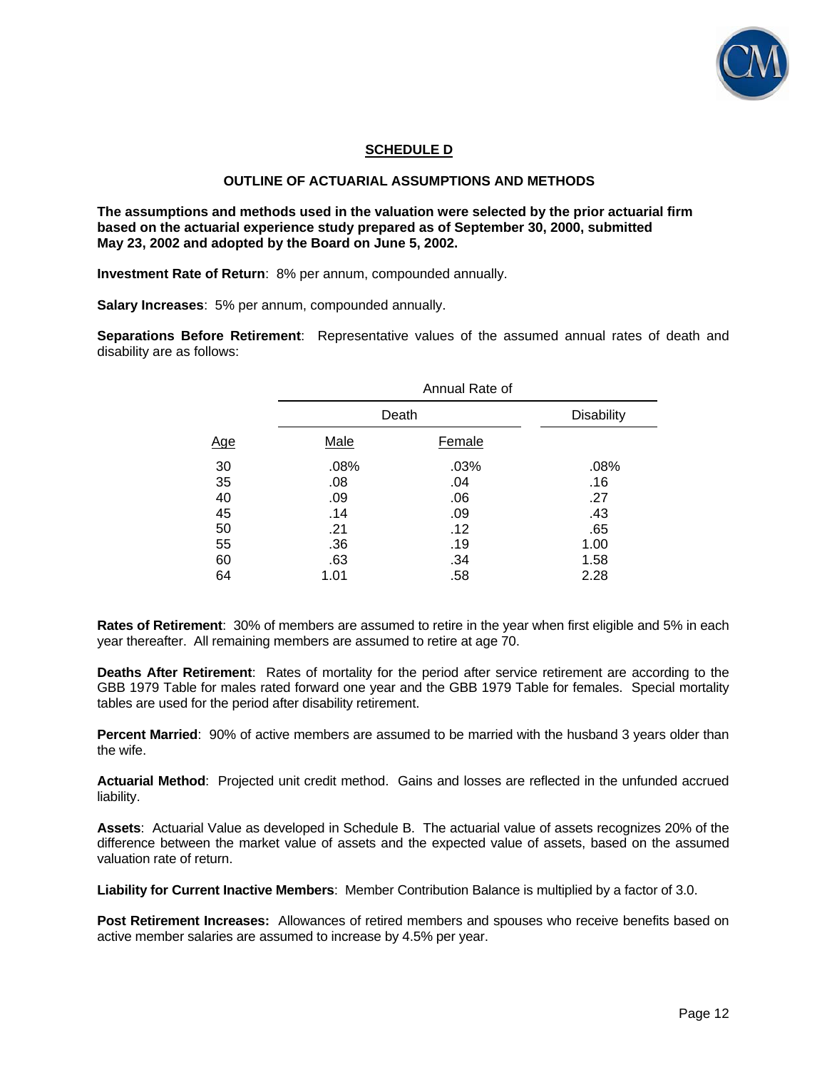## SCHEDULE D

### OUTLINE OF ACTUARIAL ASSUMPTIONS AND METHODS

**The assumptions and methods used in the valuation were selected by the prior actuarial firm based on the actuarial experience study prepared as of September 30, 2000, submitted May 23, 2002 and adopted by the Board on June 5, 2002.**

**Investment Rate of Return**: 8% per annum, compounded annually.

**Salary Increases**: 5% per annum, compounded annually.

**Separations Before Retirement**: Representative values of the assumed annual rates of death and disability are as follows:

| | Annual Rate of | | |
|---|---|---|---|
| | Death | | Disability |
| Age | Male | Female | |
| 30 | .08% | .03% | .08% |
| 35 | .08 | .04 | .16 |
| 40 | .09 | .06 | .27 |
| 45 | .14 | .09 | .43 |
| 50 | .21 | .12 | .65 |
| 55 | .36 | .19 | 1.00 |
| 60 | .63 | .34 | 1.58 |
| 64 | 1.01 | .58 | 2.28 |

**Rates of Retirement**: 30% of members are assumed to retire in the year when first eligible and 5% in each year thereafter. All remaining members are assumed to retire at age 70.

**Deaths After Retirement**: Rates of mortality for the period after service retirement are according to the GBB 1979 Table for males rated forward one year and the GBB 1979 Table for females. Special mortality tables are used for the period after disability retirement.

**Percent Married**: 90% of active members are assumed to be married with the husband 3 years older than the wife.

**Actuarial Method**: Projected unit credit method. Gains and losses are reflected in the unfunded accrued liability.

**Assets**: Actuarial Value as developed in Schedule B. The actuarial value of assets recognizes 20% of the difference between the market value of assets and the expected value of assets, based on the assumed valuation rate of return.

**Liability for Current Inactive Members**: Member Contribution Balance is multiplied by a factor of 3.0.

**Post Retirement Increases:** Allowances of retired members and spouses who receive benefits based on active member salaries are assumed to increase by 4.5% per year.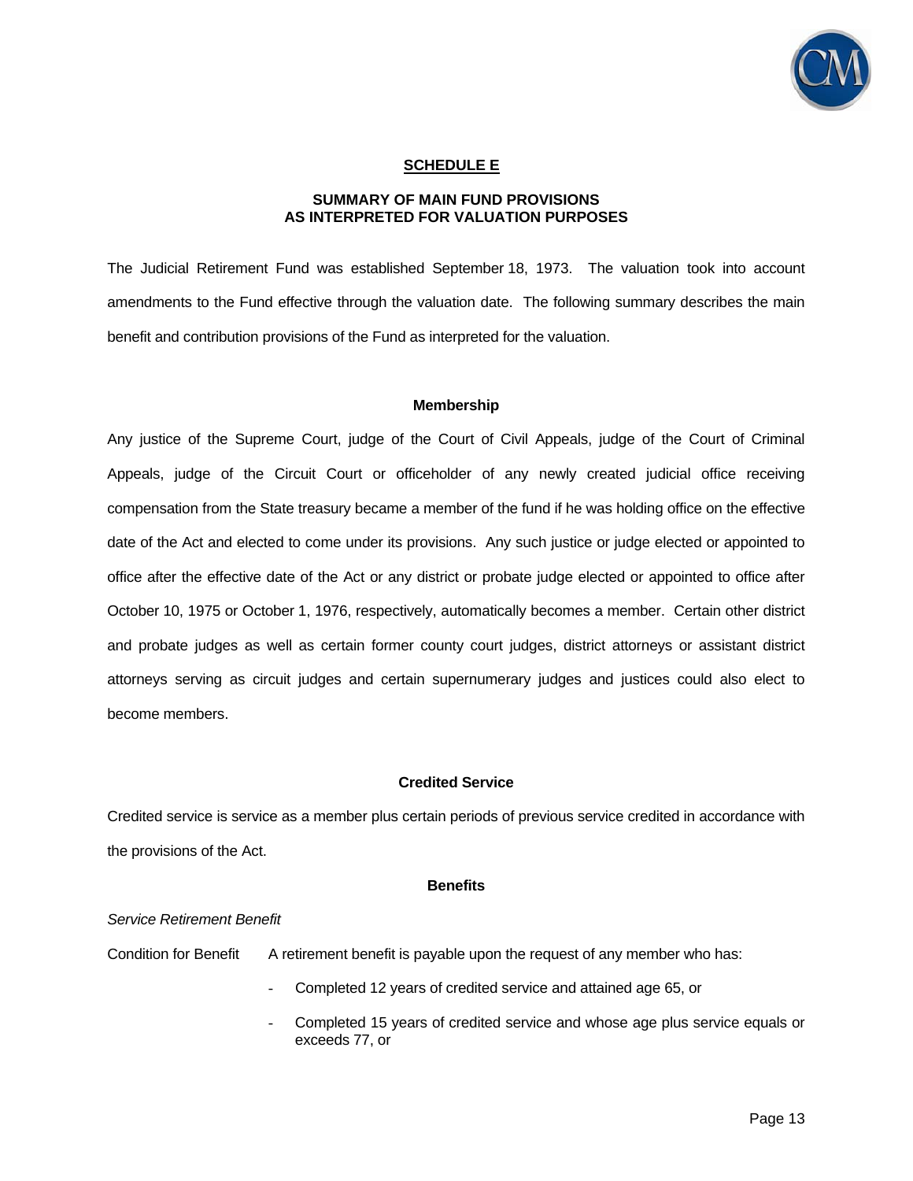## SCHEDULE E

### SUMMARY OF MAIN FUND PROVISIONS AS INTERPRETED FOR VALUATION PURPOSES

The Judicial Retirement Fund was established September 18, 1973. The valuation took into account amendments to the Fund effective through the valuation date. The following summary describes the main benefit and contribution provisions of the Fund as interpreted for the valuation.

#### Membership

Any justice of the Supreme Court, judge of the Court of Civil Appeals, judge of the Court of Criminal Appeals, judge of the Circuit Court or officeholder of any newly created judicial office receiving compensation from the State treasury became a member of the fund if he was holding office on the effective date of the Act and elected to come under its provisions. Any such justice or judge elected or appointed to office after the effective date of the Act or any district or probate judge elected or appointed to office after October 10, 1975 or October 1, 1976, respectively, automatically becomes a member. Certain other district and probate judges as well as certain former county court judges, district attorneys or assistant district attorneys serving as circuit judges and certain supernumerary judges and justices could also elect to become members.

#### Credited Service

Credited service is service as a member plus certain periods of previous service credited in accordance with the provisions of the Act.

#### Benefits

*Service Retirement Benefit*

Condition for Benefit — A retirement benefit is payable upon the request of any member who has:

- Completed 12 years of credited service and attained age 65, or
- Completed 15 years of credited service and whose age plus service equals or exceeds 77, or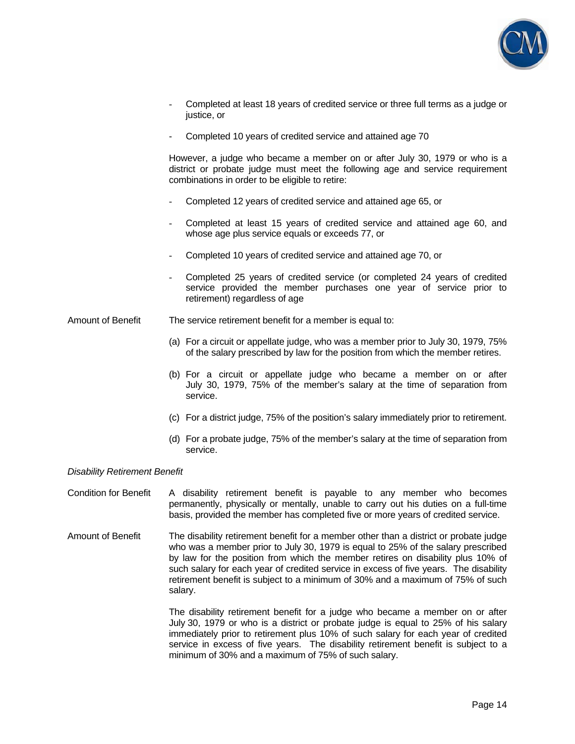- Completed at least 18 years of credited service or three full terms as a judge or justice, or

- Completed 10 years of credited service and attained age 70

However, a judge who became a member on or after July 30, 1979 or who is a district or probate judge must meet the following age and service requirement combinations in order to be eligible to retire:

- Completed 12 years of credited service and attained age 65, or

- Completed at least 15 years of credited service and attained age 60, and whose age plus service equals or exceeds 77, or

- Completed 10 years of credited service and attained age 70, or

- Completed 25 years of credited service (or completed 24 years of credited service provided the member purchases one year of service prior to retirement) regardless of age

Amount of Benefit

The service retirement benefit for a member is equal to:

(a) For a circuit or appellate judge, who was a member prior to July 30, 1979, 75% of the salary prescribed by law for the position from which the member retires.

(b) For a circuit or appellate judge who became a member on or after July 30, 1979, 75% of the member's salary at the time of separation from service.

(c) For a district judge, 75% of the position's salary immediately prior to retirement.

(d) For a probate judge, 75% of the member's salary at the time of separation from service.

*Disability Retirement Benefit*

Condition for Benefit

A disability retirement benefit is payable to any member who becomes permanently, physically or mentally, unable to carry out his duties on a full-time basis, provided the member has completed five or more years of credited service.

Amount of Benefit

The disability retirement benefit for a member other than a district or probate judge who was a member prior to July 30, 1979 is equal to 25% of the salary prescribed by law for the position from which the member retires on disability plus 10% of such salary for each year of credited service in excess of five years. The disability retirement benefit is subject to a minimum of 30% and a maximum of 75% of such salary.

The disability retirement benefit for a judge who became a member on or after July 30, 1979 or who is a district or probate judge is equal to 25% of his salary immediately prior to retirement plus 10% of such salary for each year of credited service in excess of five years. The disability retirement benefit is subject to a minimum of 30% and a maximum of 75% of such salary.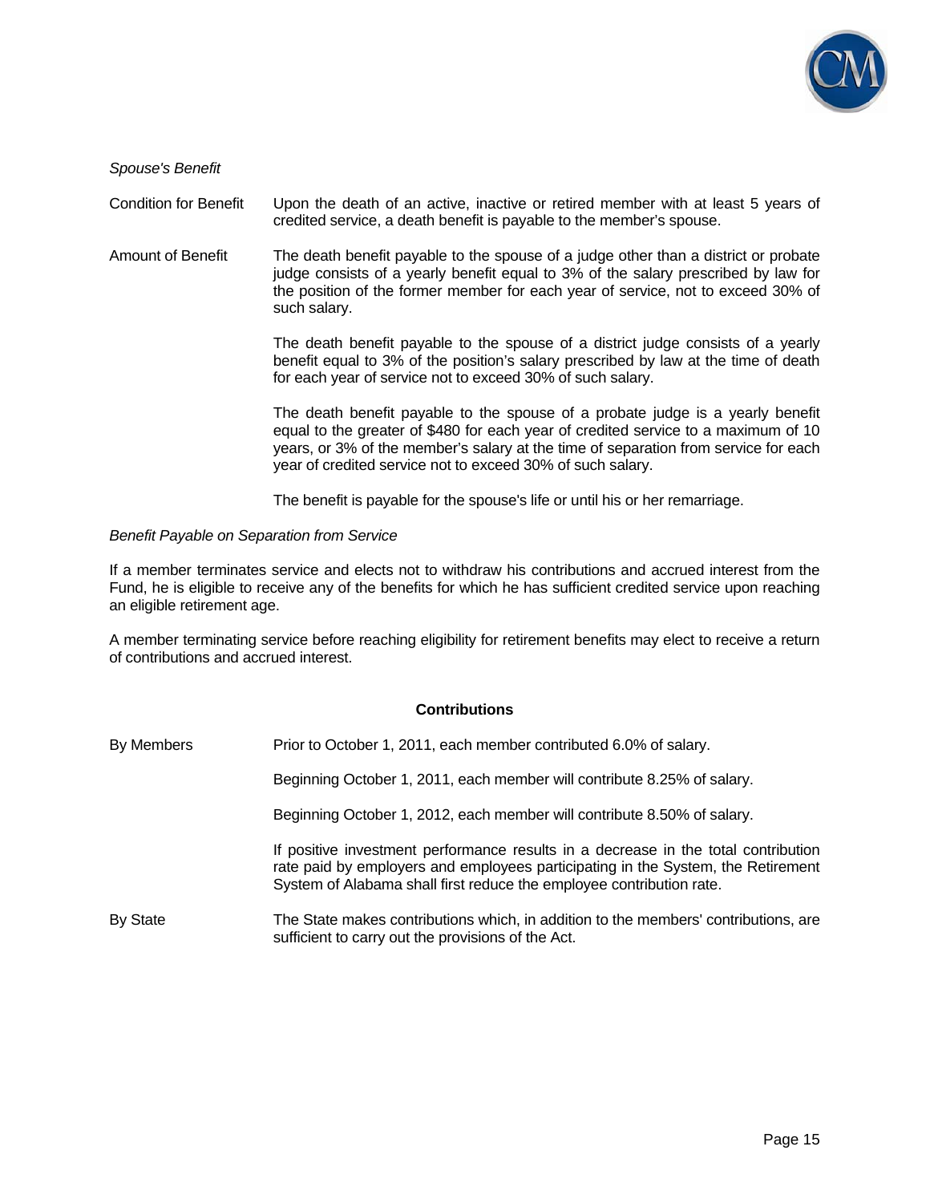*Spouse's Benefit*

Condition for Benefit — Upon the death of an active, inactive or retired member with at least 5 years of credited service, a death benefit is payable to the member's spouse.

Amount of Benefit — The death benefit payable to the spouse of a judge other than a district or probate judge consists of a yearly benefit equal to 3% of the salary prescribed by law for the position of the former member for each year of service, not to exceed 30% of such salary.

The death benefit payable to the spouse of a district judge consists of a yearly benefit equal to 3% of the position's salary prescribed by law at the time of death for each year of service not to exceed 30% of such salary.

The death benefit payable to the spouse of a probate judge is a yearly benefit equal to the greater of $480 for each year of credited service to a maximum of 10 years, or 3% of the member's salary at the time of separation from service for each year of credited service not to exceed 30% of such salary.

The benefit is payable for the spouse's life or until his or her remarriage.

*Benefit Payable on Separation from Service*

If a member terminates service and elects not to withdraw his contributions and accrued interest from the Fund, he is eligible to receive any of the benefits for which he has sufficient credited service upon reaching an eligible retirement age.

A member terminating service before reaching eligibility for retirement benefits may elect to receive a return of contributions and accrued interest.

## Contributions

By Members — Prior to October 1, 2011, each member contributed 6.0% of salary.

Beginning October 1, 2011, each member will contribute 8.25% of salary.

Beginning October 1, 2012, each member will contribute 8.50% of salary.

If positive investment performance results in a decrease in the total contribution rate paid by employers and employees participating in the System, the Retirement System of Alabama shall first reduce the employee contribution rate.

By State — The State makes contributions which, in addition to the members' contributions, are sufficient to carry out the provisions of the Act.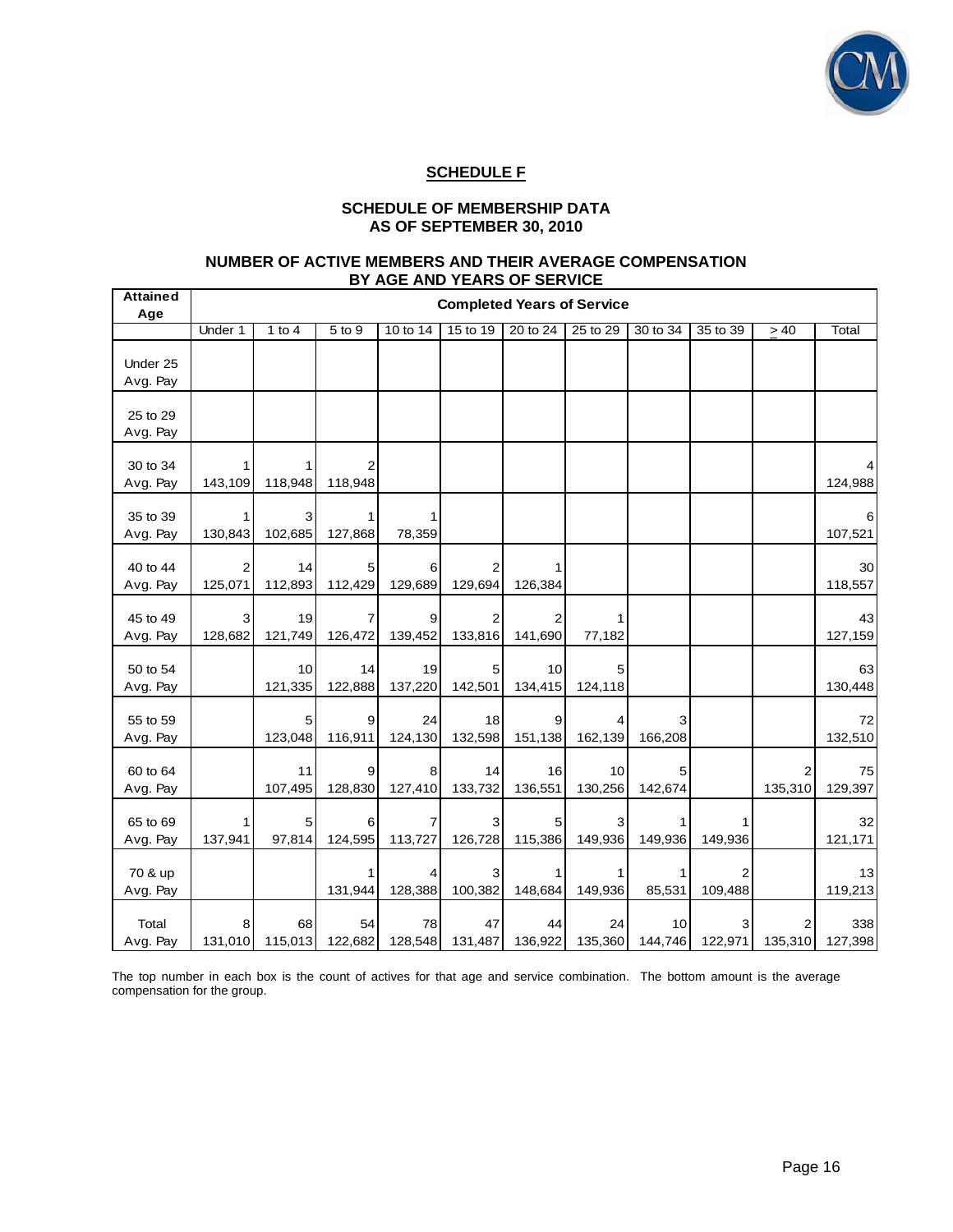## SCHEDULE F

### SCHEDULE OF MEMBERSHIP DATA AS OF SEPTEMBER 30, 2010

### NUMBER OF ACTIVE MEMBERS AND THEIR AVERAGE COMPENSATION BY AGE AND YEARS OF SERVICE

| Attained Age | Completed Years of Service | | | | | | | | | | |
|---|---|---|---|---|---|---|---|---|---|---|---|
| | Under 1 | 1 to 4 | 5 to 9 | 10 to 14 | 15 to 19 | 20 to 24 | 25 to 29 | 30 to 34 | 35 to 39 | ≥ 40 | Total |
| Under 25 | | | | | | | | | | | |
| Avg. Pay | | | | | | | | | | | |
| 25 to 29 | | | | | | | | | | | |
| Avg. Pay | | | | | | | | | | | |
| 30 to 34 | 1 | 1 | 2 | | | | | | | | 4 |
| Avg. Pay | 143,109 | 118,948 | 118,948 | | | | | | | | 124,988 |
| 35 to 39 | 1 | 3 | 1 | 1 | | | | | | | 6 |
| Avg. Pay | 130,843 | 102,685 | 127,868 | 78,359 | | | | | | | 107,521 |
| 40 to 44 | 2 | 14 | 5 | 6 | 2 | 1 | | | | | 30 |
| Avg. Pay | 125,071 | 112,893 | 112,429 | 129,689 | 129,694 | 126,384 | | | | | 118,557 |
| 45 to 49 | 3 | 19 | 7 | 9 | 2 | 2 | 1 | | | | 43 |
| Avg. Pay | 128,682 | 121,749 | 126,472 | 139,452 | 133,816 | 141,690 | 77,182 | | | | 127,159 |
| 50 to 54 | | 10 | 14 | 19 | 5 | 10 | 5 | | | | 63 |
| Avg. Pay | | 121,335 | 122,888 | 137,220 | 142,501 | 134,415 | 124,118 | | | | 130,448 |
| 55 to 59 | | 5 | 9 | 24 | 18 | 9 | 4 | 3 | | | 72 |
| Avg. Pay | | 123,048 | 116,911 | 124,130 | 132,598 | 151,138 | 162,139 | 166,208 | | | 132,510 |
| 60 to 64 | | 11 | 9 | 8 | 14 | 16 | 10 | 5 | | 2 | 75 |
| Avg. Pay | | 107,495 | 128,830 | 127,410 | 133,732 | 136,551 | 130,256 | 142,674 | | 135,310 | 129,397 |
| 65 to 69 | 1 | 5 | 6 | 7 | 3 | 5 | 3 | 1 | 1 | | 32 |
| Avg. Pay | 137,941 | 97,814 | 124,595 | 113,727 | 126,728 | 115,386 | 149,936 | 149,936 | 149,936 | | 121,171 |
| 70 & up | | | 1 | 4 | 3 | 1 | 1 | 1 | 2 | | 13 |
| Avg. Pay | | | 131,944 | 128,388 | 100,382 | 148,684 | 149,936 | 85,531 | 109,488 | | 119,213 |
| Total | 8 | 68 | 54 | 78 | 47 | 44 | 24 | 10 | 3 | 2 | 338 |
| Avg. Pay | 131,010 | 115,013 | 122,682 | 128,548 | 131,487 | 136,922 | 135,360 | 144,746 | 122,971 | 135,310 | 127,398 |

The top number in each box is the count of actives for that age and service combination. The bottom amount is the average compensation for the group.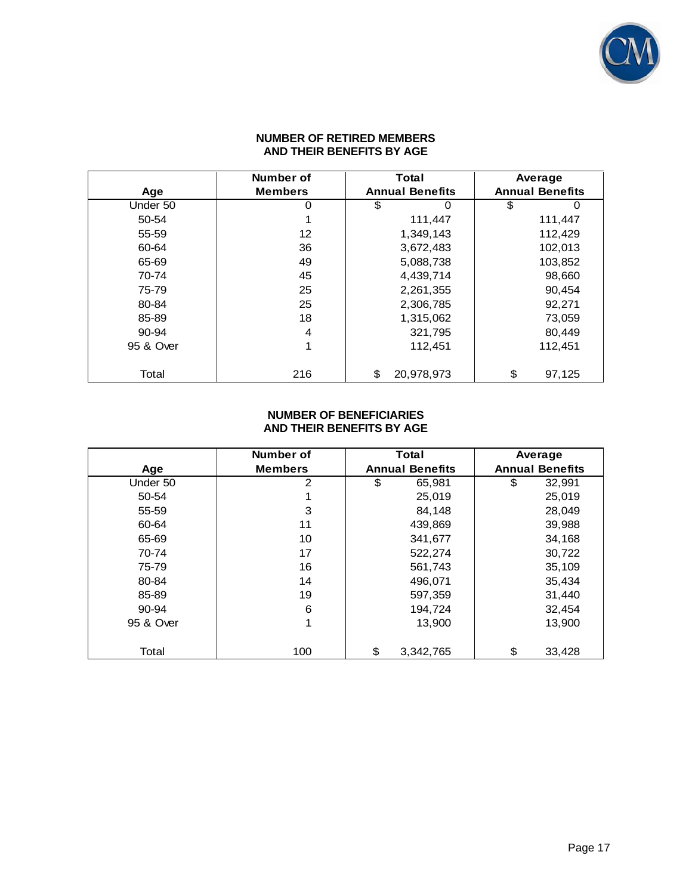## NUMBER OF RETIRED MEMBERS AND THEIR BENEFITS BY AGE

| Age | Number of Members | Total Annual Benefits | Average Annual Benefits |
|---|---|---|---|
| Under 50 | 0 | $ 0 | $ 0 |
| 50-54 | 1 | 111,447 | 111,447 |
| 55-59 | 12 | 1,349,143 | 112,429 |
| 60-64 | 36 | 3,672,483 | 102,013 |
| 65-69 | 49 | 5,088,738 | 103,852 |
| 70-74 | 45 | 4,439,714 | 98,660 |
| 75-79 | 25 | 2,261,355 | 90,454 |
| 80-84 | 25 | 2,306,785 | 92,271 |
| 85-89 | 18 | 1,315,062 | 73,059 |
| 90-94 | 4 | 321,795 | 80,449 |
| 95 & Over | 1 | 112,451 | 112,451 |
| Total | 216 | $ 20,978,973 | $ 97,125 |

## NUMBER OF BENEFICIARIES AND THEIR BENEFITS BY AGE

| Age | Number of Members | Total Annual Benefits | Average Annual Benefits |
|---|---|---|---|
| Under 50 | 2 | $ 65,981 | $ 32,991 |
| 50-54 | 1 | 25,019 | 25,019 |
| 55-59 | 3 | 84,148 | 28,049 |
| 60-64 | 11 | 439,869 | 39,988 |
| 65-69 | 10 | 341,677 | 34,168 |
| 70-74 | 17 | 522,274 | 30,722 |
| 75-79 | 16 | 561,743 | 35,109 |
| 80-84 | 14 | 496,071 | 35,434 |
| 85-89 | 19 | 597,359 | 31,440 |
| 90-94 | 6 | 194,724 | 32,454 |
| 95 & Over | 1 | 13,900 | 13,900 |
| Total | 100 | $ 3,342,765 | $ 33,428 |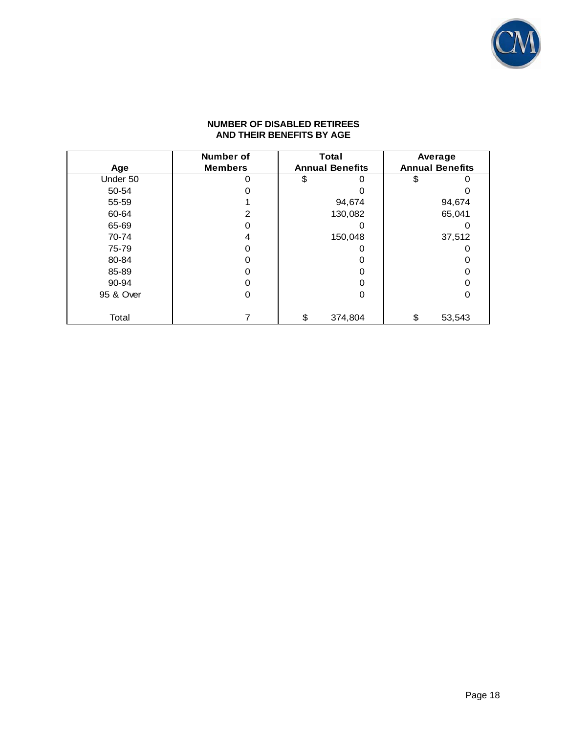**NUMBER OF DISABLED RETIREES AND THEIR BENEFITS BY AGE**

| Age | Number of Members | Total Annual Benefits | Average Annual Benefits |
|---|---|---|---|
| Under 50 | 0 | $ 0 | $ 0 |
| 50-54 | 0 | 0 | 0 |
| 55-59 | 1 | 94,674 | 94,674 |
| 60-64 | 2 | 130,082 | 65,041 |
| 65-69 | 0 | 0 | 0 |
| 70-74 | 4 | 150,048 | 37,512 |
| 75-79 | 0 | 0 | 0 |
| 80-84 | 0 | 0 | 0 |
| 85-89 | 0 | 0 | 0 |
| 90-94 | 0 | 0 | 0 |
| 95 & Over | 0 | 0 | 0 |
| Total | 7 | $ 374,804 | $ 53,543 |